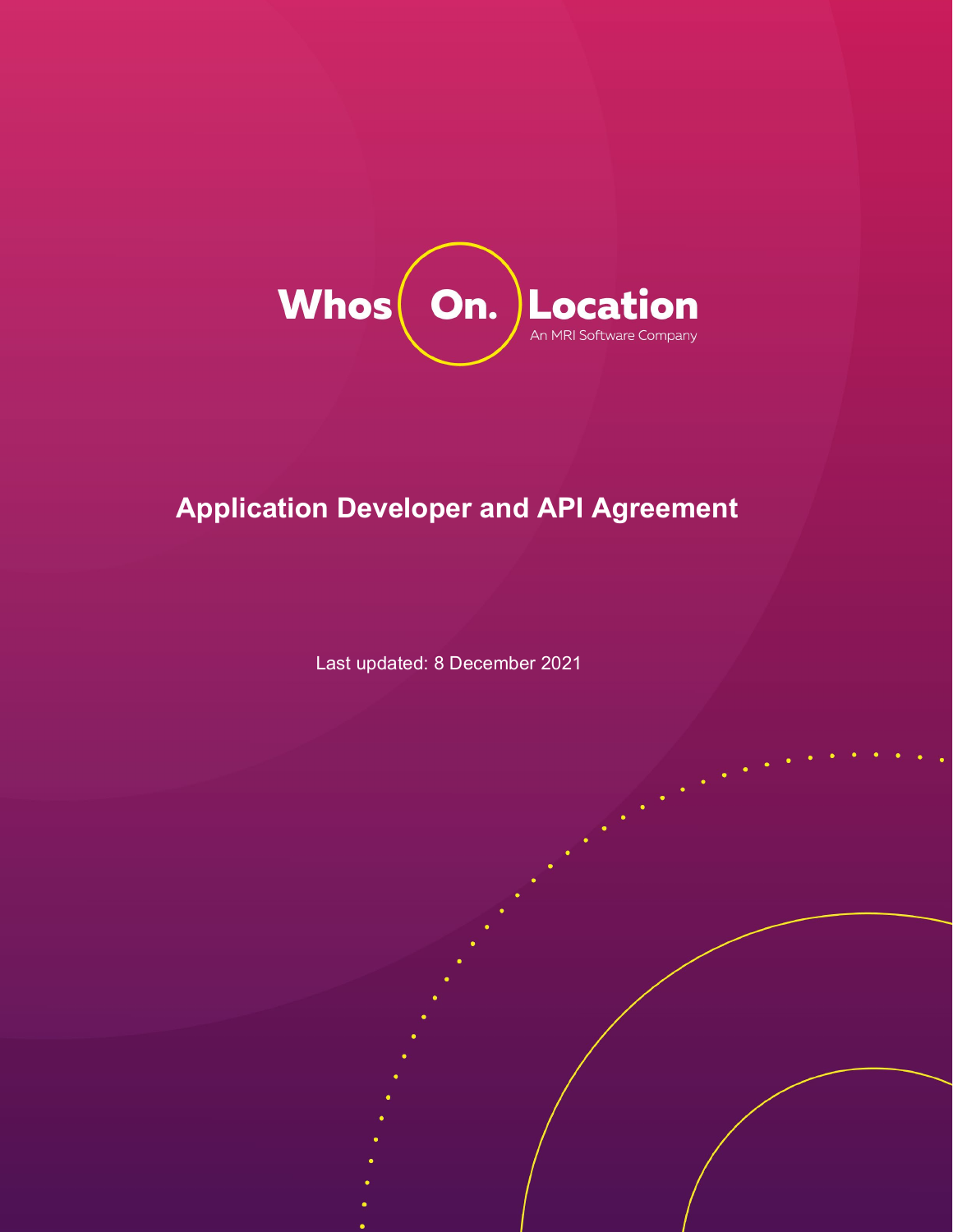Whos On. Location

An MRI Software Company

# Application Developer and API Agreement

Last updated: 8 December 2021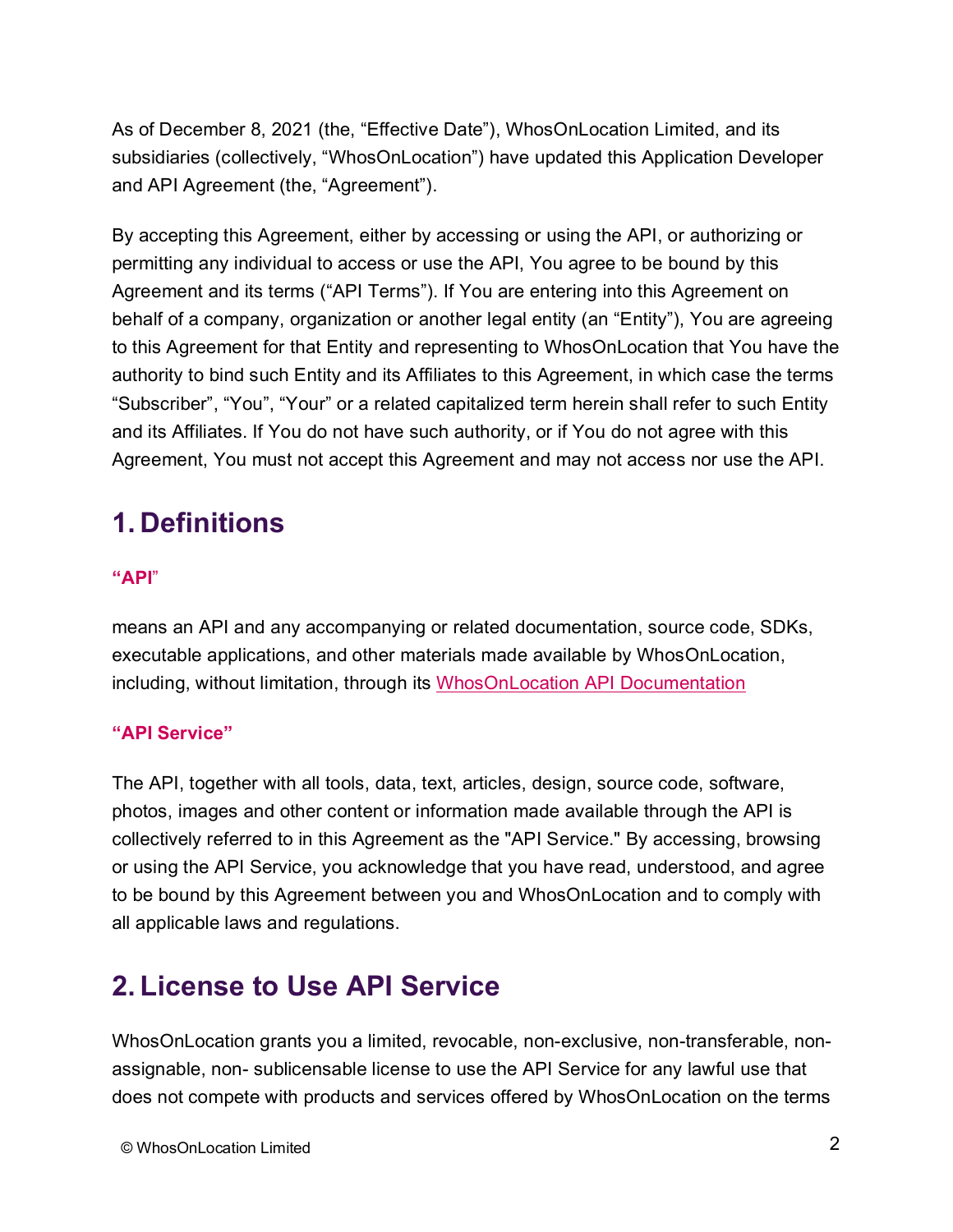As of December 8, 2021 (the, "Effective Date"), WhosOnLocation Limited, and its subsidiaries (collectively, "WhosOnLocation") have updated this Application Developer and API Agreement (the, "Agreement").

By accepting this Agreement, either by accessing or using the API, or authorizing or permitting any individual to access or use the API, You agree to be bound by this Agreement and its terms ("API Terms"). If You are entering into this Agreement on behalf of a company, organization or another legal entity (an "Entity"), You are agreeing to this Agreement for that Entity and representing to WhosOnLocation that You have the authority to bind such Entity and its Affiliates to this Agreement, in which case the terms "Subscriber", "You", "Your" or a related capitalized term herein shall refer to such Entity and its Affiliates. If You do not have such authority, or if You do not agree with this Agreement, You must not accept this Agreement and may not access nor use the API.

# 1. Definitions

**"API"**

means an API and any accompanying or related documentation, source code, SDKs, executable applications, and other materials made available by WhosOnLocation, including, without limitation, through its [WhosOnLocation API Documentation]

**"API Service"**

The API, together with all tools, data, text, articles, design, source code, software, photos, images and other content or information made available through the API is collectively referred to in this Agreement as the "API Service." By accessing, browsing or using the API Service, you acknowledge that you have read, understood, and agree to be bound by this Agreement between you and WhosOnLocation and to comply with all applicable laws and regulations.

# 2. License to Use API Service

WhosOnLocation grants you a limited, revocable, non-exclusive, non-transferable, non-assignable, non- sublicensable license to use the API Service for any lawful use that does not compete with products and services offered by WhosOnLocation on the terms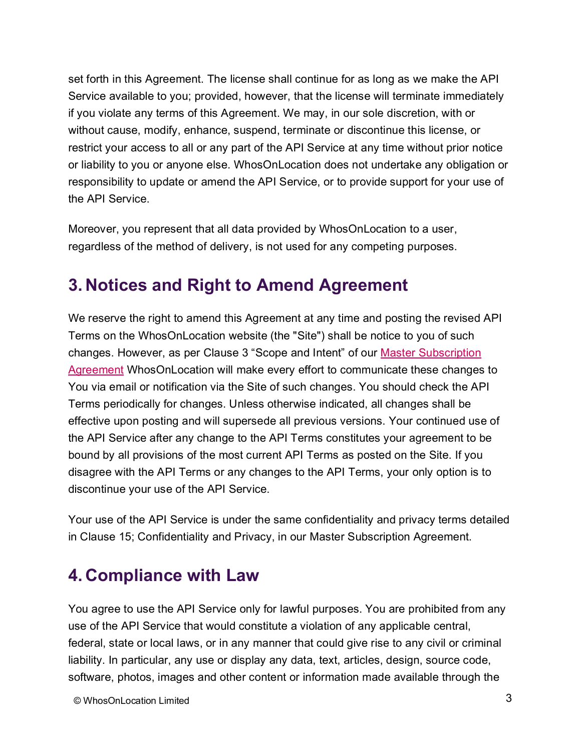set forth in this Agreement. The license shall continue for as long as we make the API Service available to you; provided, however, that the license will terminate immediately if you violate any terms of this Agreement. We may, in our sole discretion, with or without cause, modify, enhance, suspend, terminate or discontinue this license, or restrict your access to all or any part of the API Service at any time without prior notice or liability to you or anyone else. WhosOnLocation does not undertake any obligation or responsibility to update or amend the API Service, or to provide support for your use of the API Service.

Moreover, you represent that all data provided by WhosOnLocation to a user, regardless of the method of delivery, is not used for any competing purposes.

## 3. Notices and Right to Amend Agreement

We reserve the right to amend this Agreement at any time and posting the revised API Terms on the WhosOnLocation website (the "Site") shall be notice to you of such changes. However, as per Clause 3 “Scope and Intent” of our Master Subscription Agreement WhosOnLocation will make every effort to communicate these changes to You via email or notification via the Site of such changes. You should check the API Terms periodically for changes. Unless otherwise indicated, all changes shall be effective upon posting and will supersede all previous versions. Your continued use of the API Service after any change to the API Terms constitutes your agreement to be bound by all provisions of the most current API Terms as posted on the Site. If you disagree with the API Terms or any changes to the API Terms, your only option is to discontinue your use of the API Service.

Your use of the API Service is under the same confidentiality and privacy terms detailed in Clause 15; Confidentiality and Privacy, in our Master Subscription Agreement.

## 4. Compliance with Law

You agree to use the API Service only for lawful purposes. You are prohibited from any use of the API Service that would constitute a violation of any applicable central, federal, state or local laws, or in any manner that could give rise to any civil or criminal liability. In particular, any use or display any data, text, articles, design, source code, software, photos, images and other content or information made available through the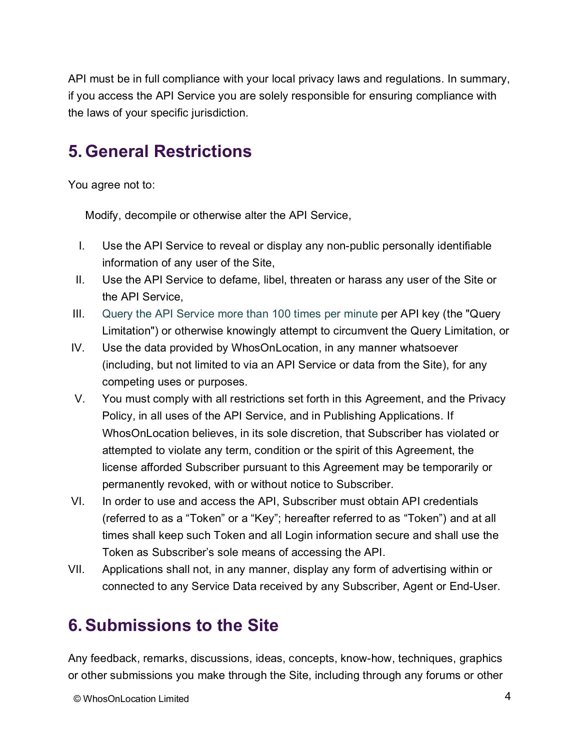API must be in full compliance with your local privacy laws and regulations. In summary, if you access the API Service you are solely responsible for ensuring compliance with the laws of your specific jurisdiction.

## 5. General Restrictions

You agree not to:

Modify, decompile or otherwise alter the API Service,

I. Use the API Service to reveal or display any non-public personally identifiable information of any user of the Site,

II. Use the API Service to defame, libel, threaten or harass any user of the Site or the API Service,

III. Query the API Service more than 100 times per minute per API key (the "Query Limitation") or otherwise knowingly attempt to circumvent the Query Limitation, or

IV. Use the data provided by WhosOnLocation, in any manner whatsoever (including, but not limited to via an API Service or data from the Site), for any competing uses or purposes.

V. You must comply with all restrictions set forth in this Agreement, and the Privacy Policy, in all uses of the API Service, and in Publishing Applications. If WhosOnLocation believes, in its sole discretion, that Subscriber has violated or attempted to violate any term, condition or the spirit of this Agreement, the license afforded Subscriber pursuant to this Agreement may be temporarily or permanently revoked, with or without notice to Subscriber.

VI. In order to use and access the API, Subscriber must obtain API credentials (referred to as a “Token” or a “Key”; hereafter referred to as “Token”) and at all times shall keep such Token and all Login information secure and shall use the Token as Subscriber’s sole means of accessing the API.

VII. Applications shall not, in any manner, display any form of advertising within or connected to any Service Data received by any Subscriber, Agent or End-User.

## 6. Submissions to the Site

Any feedback, remarks, discussions, ideas, concepts, know-how, techniques, graphics or other submissions you make through the Site, including through any forums or other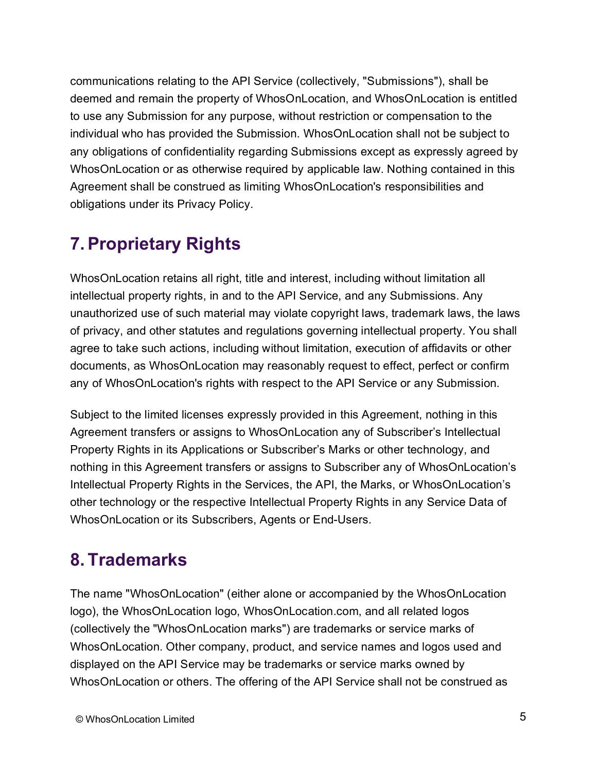communications relating to the API Service (collectively, "Submissions"), shall be deemed and remain the property of WhosOnLocation, and WhosOnLocation is entitled to use any Submission for any purpose, without restriction or compensation to the individual who has provided the Submission. WhosOnLocation shall not be subject to any obligations of confidentiality regarding Submissions except as expressly agreed by WhosOnLocation or as otherwise required by applicable law. Nothing contained in this Agreement shall be construed as limiting WhosOnLocation's responsibilities and obligations under its Privacy Policy.

## 7. Proprietary Rights

WhosOnLocation retains all right, title and interest, including without limitation all intellectual property rights, in and to the API Service, and any Submissions. Any unauthorized use of such material may violate copyright laws, trademark laws, the laws of privacy, and other statutes and regulations governing intellectual property. You shall agree to take such actions, including without limitation, execution of affidavits or other documents, as WhosOnLocation may reasonably request to effect, perfect or confirm any of WhosOnLocation's rights with respect to the API Service or any Submission.

Subject to the limited licenses expressly provided in this Agreement, nothing in this Agreement transfers or assigns to WhosOnLocation any of Subscriber's Intellectual Property Rights in its Applications or Subscriber's Marks or other technology, and nothing in this Agreement transfers or assigns to Subscriber any of WhosOnLocation's Intellectual Property Rights in the Services, the API, the Marks, or WhosOnLocation's other technology or the respective Intellectual Property Rights in any Service Data of WhosOnLocation or its Subscribers, Agents or End-Users.

## 8. Trademarks

The name "WhosOnLocation" (either alone or accompanied by the WhosOnLocation logo), the WhosOnLocation logo, WhosOnLocation.com, and all related logos (collectively the "WhosOnLocation marks") are trademarks or service marks of WhosOnLocation. Other company, product, and service names and logos used and displayed on the API Service may be trademarks or service marks owned by WhosOnLocation or others. The offering of the API Service shall not be construed as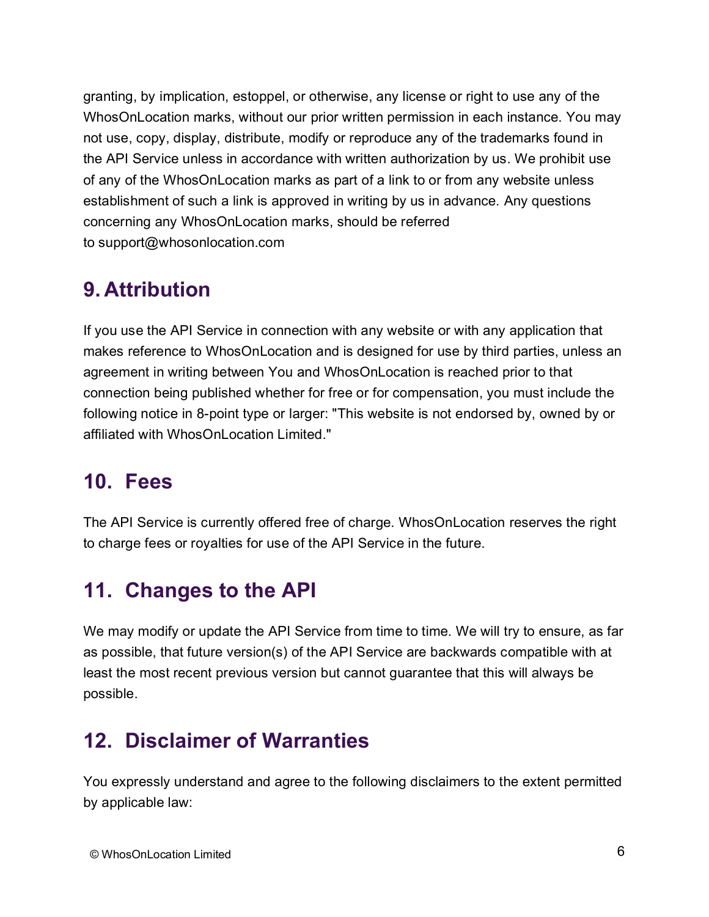granting, by implication, estoppel, or otherwise, any license or right to use any of the WhosOnLocation marks, without our prior written permission in each instance. You may not use, copy, display, distribute, modify or reproduce any of the trademarks found in the API Service unless in accordance with written authorization by us. We prohibit use of any of the WhosOnLocation marks as part of a link to or from any website unless establishment of such a link is approved in writing by us in advance. Any questions concerning any WhosOnLocation marks, should be referred to support@whosonlocation.com

## 9. Attribution

If you use the API Service in connection with any website or with any application that makes reference to WhosOnLocation and is designed for use by third parties, unless an agreement in writing between You and WhosOnLocation is reached prior to that connection being published whether for free or for compensation, you must include the following notice in 8-point type or larger: "This website is not endorsed by, owned by or affiliated with WhosOnLocation Limited."

## 10. Fees

The API Service is currently offered free of charge. WhosOnLocation reserves the right to charge fees or royalties for use of the API Service in the future.

## 11. Changes to the API

We may modify or update the API Service from time to time. We will try to ensure, as far as possible, that future version(s) of the API Service are backwards compatible with at least the most recent previous version but cannot guarantee that this will always be possible.

## 12. Disclaimer of Warranties

You expressly understand and agree to the following disclaimers to the extent permitted by applicable law: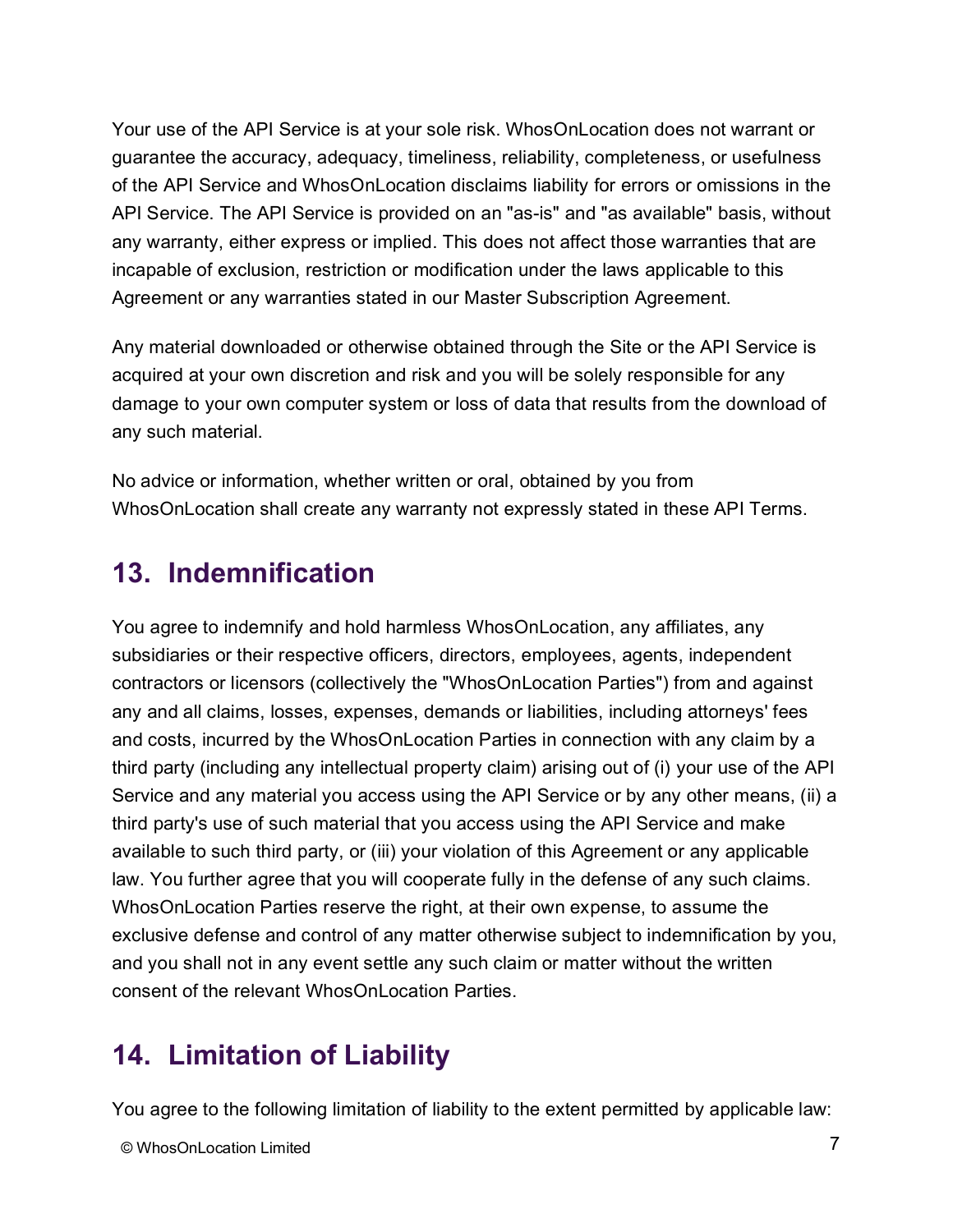Your use of the API Service is at your sole risk. WhosOnLocation does not warrant or guarantee the accuracy, adequacy, timeliness, reliability, completeness, or usefulness of the API Service and WhosOnLocation disclaims liability for errors or omissions in the API Service. The API Service is provided on an "as-is" and "as available" basis, without any warranty, either express or implied. This does not affect those warranties that are incapable of exclusion, restriction or modification under the laws applicable to this Agreement or any warranties stated in our Master Subscription Agreement.

Any material downloaded or otherwise obtained through the Site or the API Service is acquired at your own discretion and risk and you will be solely responsible for any damage to your own computer system or loss of data that results from the download of any such material.

No advice or information, whether written or oral, obtained by you from WhosOnLocation shall create any warranty not expressly stated in these API Terms.

## 13. Indemnification

You agree to indemnify and hold harmless WhosOnLocation, any affiliates, any subsidiaries or their respective officers, directors, employees, agents, independent contractors or licensors (collectively the "WhosOnLocation Parties") from and against any and all claims, losses, expenses, demands or liabilities, including attorneys' fees and costs, incurred by the WhosOnLocation Parties in connection with any claim by a third party (including any intellectual property claim) arising out of (i) your use of the API Service and any material you access using the API Service or by any other means, (ii) a third party's use of such material that you access using the API Service and make available to such third party, or (iii) your violation of this Agreement or any applicable law. You further agree that you will cooperate fully in the defense of any such claims. WhosOnLocation Parties reserve the right, at their own expense, to assume the exclusive defense and control of any matter otherwise subject to indemnification by you, and you shall not in any event settle any such claim or matter without the written consent of the relevant WhosOnLocation Parties.

## 14. Limitation of Liability

You agree to the following limitation of liability to the extent permitted by applicable law: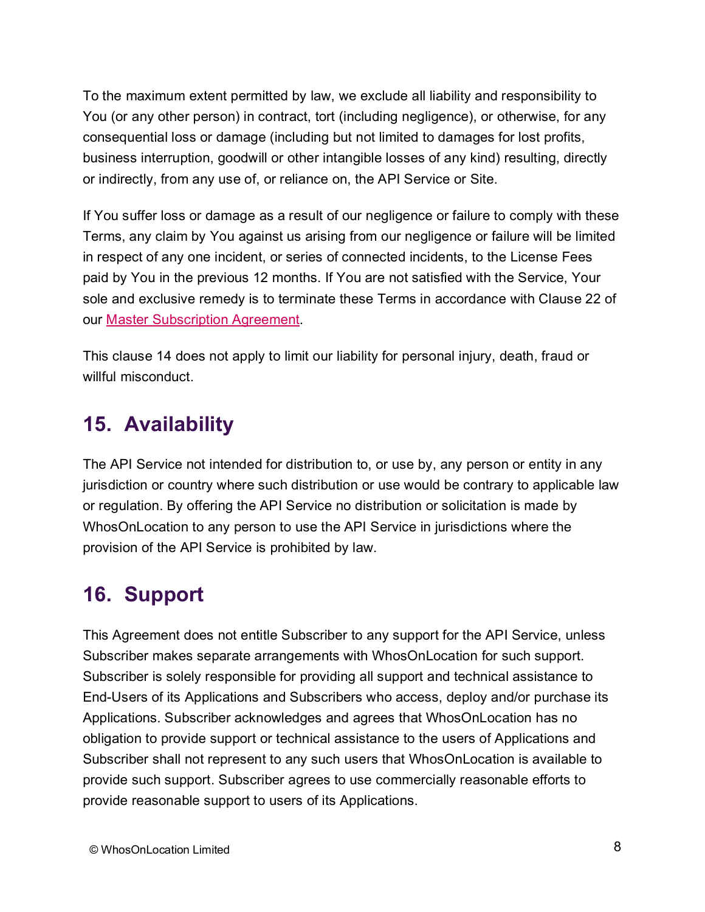To the maximum extent permitted by law, we exclude all liability and responsibility to You (or any other person) in contract, tort (including negligence), or otherwise, for any consequential loss or damage (including but not limited to damages for lost profits, business interruption, goodwill or other intangible losses of any kind) resulting, directly or indirectly, from any use of, or reliance on, the API Service or Site.

If You suffer loss or damage as a result of our negligence or failure to comply with these Terms, any claim by You against us arising from our negligence or failure will be limited in respect of any one incident, or series of connected incidents, to the License Fees paid by You in the previous 12 months. If You are not satisfied with the Service, Your sole and exclusive remedy is to terminate these Terms in accordance with Clause 22 of our Master Subscription Agreement.

This clause 14 does not apply to limit our liability for personal injury, death, fraud or willful misconduct.

## 15. Availability

The API Service not intended for distribution to, or use by, any person or entity in any jurisdiction or country where such distribution or use would be contrary to applicable law or regulation. By offering the API Service no distribution or solicitation is made by WhosOnLocation to any person to use the API Service in jurisdictions where the provision of the API Service is prohibited by law.

## 16. Support

This Agreement does not entitle Subscriber to any support for the API Service, unless Subscriber makes separate arrangements with WhosOnLocation for such support. Subscriber is solely responsible for providing all support and technical assistance to End-Users of its Applications and Subscribers who access, deploy and/or purchase its Applications. Subscriber acknowledges and agrees that WhosOnLocation has no obligation to provide support or technical assistance to the users of Applications and Subscriber shall not represent to any such users that WhosOnLocation is available to provide such support. Subscriber agrees to use commercially reasonable efforts to provide reasonable support to users of its Applications.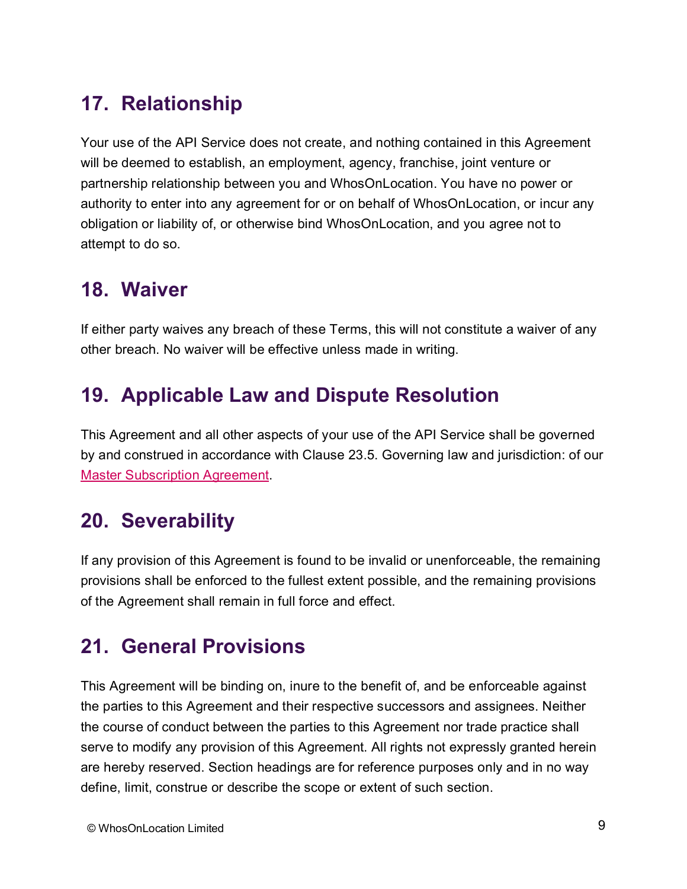## 17. Relationship

Your use of the API Service does not create, and nothing contained in this Agreement will be deemed to establish, an employment, agency, franchise, joint venture or partnership relationship between you and WhosOnLocation. You have no power or authority to enter into any agreement for or on behalf of WhosOnLocation, or incur any obligation or liability of, or otherwise bind WhosOnLocation, and you agree not to attempt to do so.

## 18. Waiver

If either party waives any breach of these Terms, this will not constitute a waiver of any other breach. No waiver will be effective unless made in writing.

## 19. Applicable Law and Dispute Resolution

This Agreement and all other aspects of your use of the API Service shall be governed by and construed in accordance with Clause 23.5. Governing law and jurisdiction: of our Master Subscription Agreement.

## 20. Severability

If any provision of this Agreement is found to be invalid or unenforceable, the remaining provisions shall be enforced to the fullest extent possible, and the remaining provisions of the Agreement shall remain in full force and effect.

## 21. General Provisions

This Agreement will be binding on, inure to the benefit of, and be enforceable against the parties to this Agreement and their respective successors and assignees. Neither the course of conduct between the parties to this Agreement nor trade practice shall serve to modify any provision of this Agreement. All rights not expressly granted herein are hereby reserved. Section headings are for reference purposes only and in no way define, limit, construe or describe the scope or extent of such section.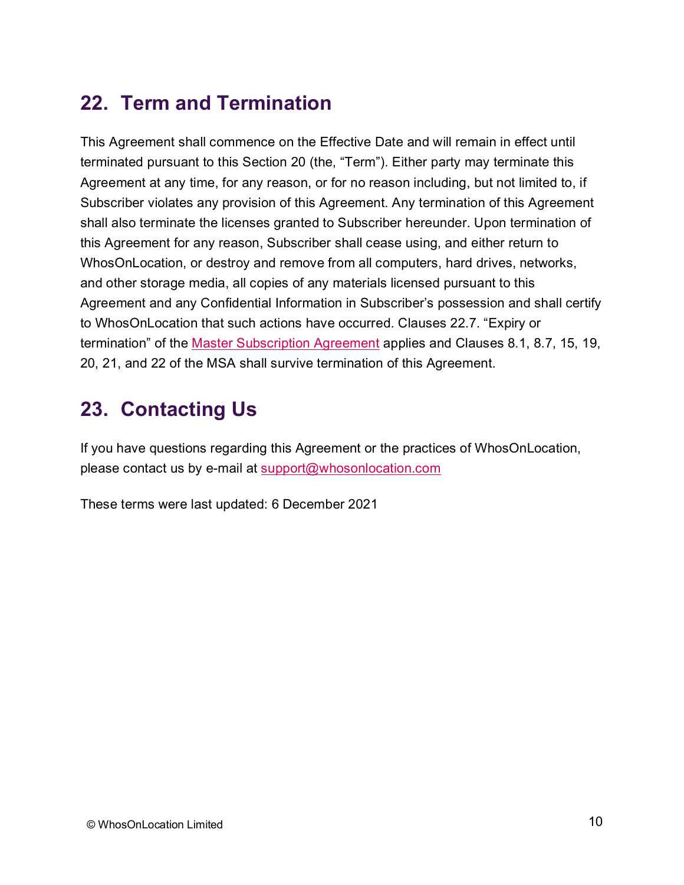## 22. Term and Termination

This Agreement shall commence on the Effective Date and will remain in effect until terminated pursuant to this Section 20 (the, "Term"). Either party may terminate this Agreement at any time, for any reason, or for no reason including, but not limited to, if Subscriber violates any provision of this Agreement. Any termination of this Agreement shall also terminate the licenses granted to Subscriber hereunder. Upon termination of this Agreement for any reason, Subscriber shall cease using, and either return to WhosOnLocation, or destroy and remove from all computers, hard drives, networks, and other storage media, all copies of any materials licensed pursuant to this Agreement and any Confidential Information in Subscriber's possession and shall certify to WhosOnLocation that such actions have occurred. Clauses 22.7. "Expiry or termination" of the Master Subscription Agreement applies and Clauses 8.1, 8.7, 15, 19, 20, 21, and 22 of the MSA shall survive termination of this Agreement.

## 23. Contacting Us

If you have questions regarding this Agreement or the practices of WhosOnLocation, please contact us by e-mail at support@whosonlocation.com

These terms were last updated: 6 December 2021

© WhosOnLocation Limited